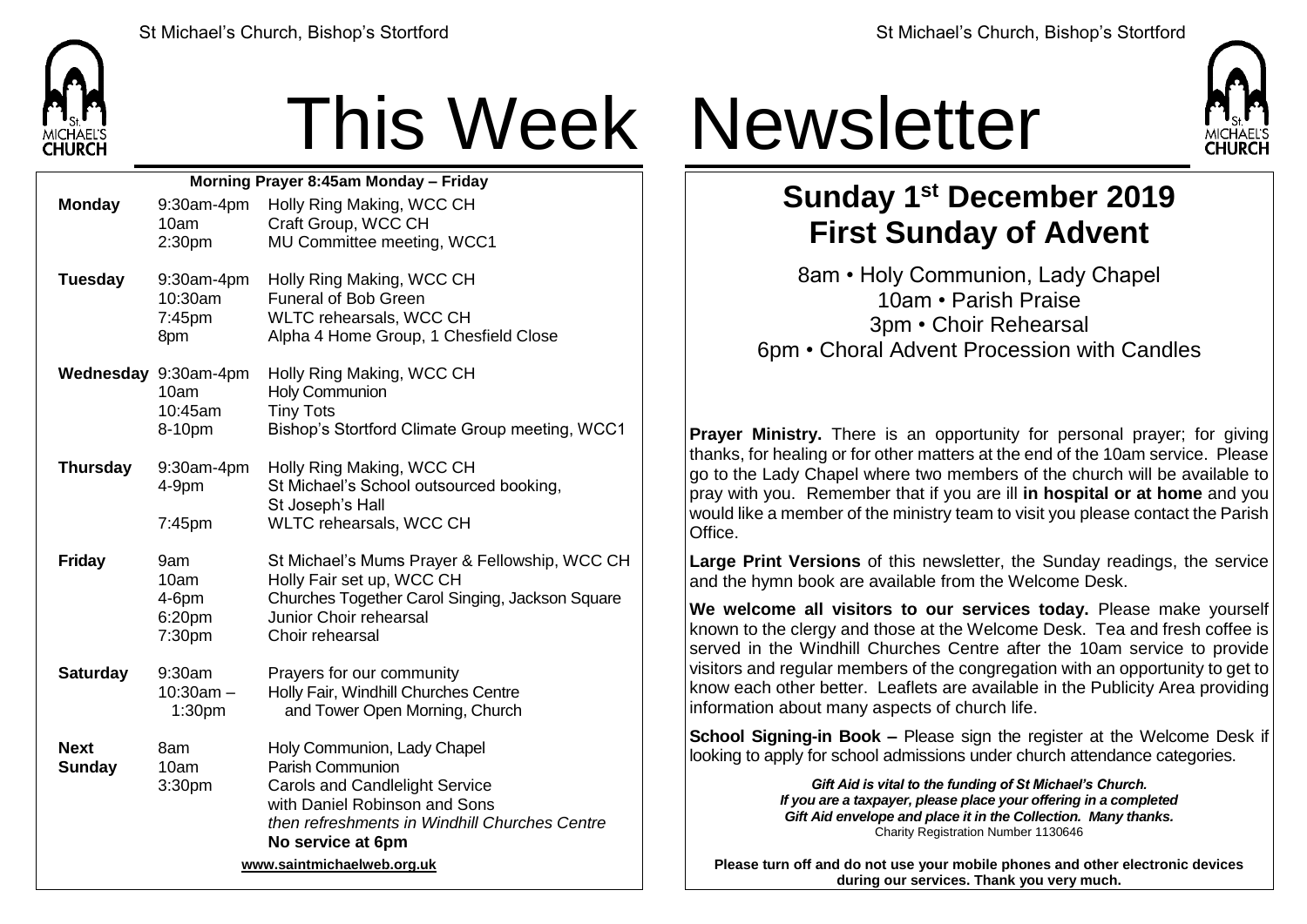# This Week Newsletter

## Sunday 1st December 2019
## First Sunday of Advent

8am • Holy Communion, Lady Chapel
10am • Parish Praise
3pm • Choir Rehearsal
6pm • Choral Advent Procession with Candles

**Prayer Ministry.** There is an opportunity for personal prayer; for giving thanks, for healing or for other matters at the end of the 10am service. Please go to the Lady Chapel where two members of the church will be available to pray with you. Remember that if you are ill **in hospital or at home** and you would like a member of the ministry team to visit you please contact the Parish Office.

**Large Print Versions** of this newsletter, the Sunday readings, the service and the hymn book are available from the Welcome Desk.

**We welcome all visitors to our services today.** Please make yourself known to the clergy and those at the Welcome Desk. Tea and fresh coffee is served in the Windhill Churches Centre after the 10am service to provide visitors and regular members of the congregation with an opportunity to get to know each other better. Leaflets are available in the Publicity Area providing information about many aspects of church life.

**School Signing-in Book –** Please sign the register at the Welcome Desk if looking to apply for school admissions under church attendance categories.

***Gift Aid is vital to the funding of St Michael's Church. If you are a taxpayer, please place your offering in a completed Gift Aid envelope and place it in the Collection. Many thanks.***
Charity Registration Number 1130646

**Please turn off and do not use your mobile phones and other electronic devices during our services. Thank you very much.**

### Morning Prayer 8:45am Monday – Friday

| Day | Time | Event |
|---|---|---|
| **Monday** | 9:30am-4pm | Holly Ring Making, WCC CH |
| | 10am | Craft Group, WCC CH |
| | 2:30pm | MU Committee meeting, WCC1 |
| **Tuesday** | 9:30am-4pm | Holly Ring Making, WCC CH |
| | 10:30am | Funeral of Bob Green |
| | 7:45pm | WLTC rehearsals, WCC CH |
| | 8pm | Alpha 4 Home Group, 1 Chesfield Close |
| **Wednesday** | 9:30am-4pm | Holly Ring Making, WCC CH |
| | 10am | Holy Communion |
| | 10:45am | Tiny Tots |
| | 8-10pm | Bishop's Stortford Climate Group meeting, WCC1 |
| **Thursday** | 9:30am-4pm | Holly Ring Making, WCC CH |
| | 4-9pm | St Michael's School outsourced booking, St Joseph's Hall |
| | 7:45pm | WLTC rehearsals, WCC CH |
| **Friday** | 9am | St Michael's Mums Prayer & Fellowship, WCC CH |
| | 10am | Holly Fair set up, WCC CH |
| | 4-6pm | Churches Together Carol Singing, Jackson Square |
| | 6:20pm | Junior Choir rehearsal |
| | 7:30pm | Choir rehearsal |
| **Saturday** | 9:30am | Prayers for our community |
| | 10:30am – 1:30pm | Holly Fair, Windhill Churches Centre and Tower Open Morning, Church |
| **Next Sunday** | 8am | Holy Communion, Lady Chapel |
| | 10am | Parish Communion |
| | 3:30pm | Carols and Candlelight Service with Daniel Robinson and Sons *then refreshments in Windhill Churches Centre* |
| | | **No service at 6pm** |

**www.saintmichaelweb.org.uk**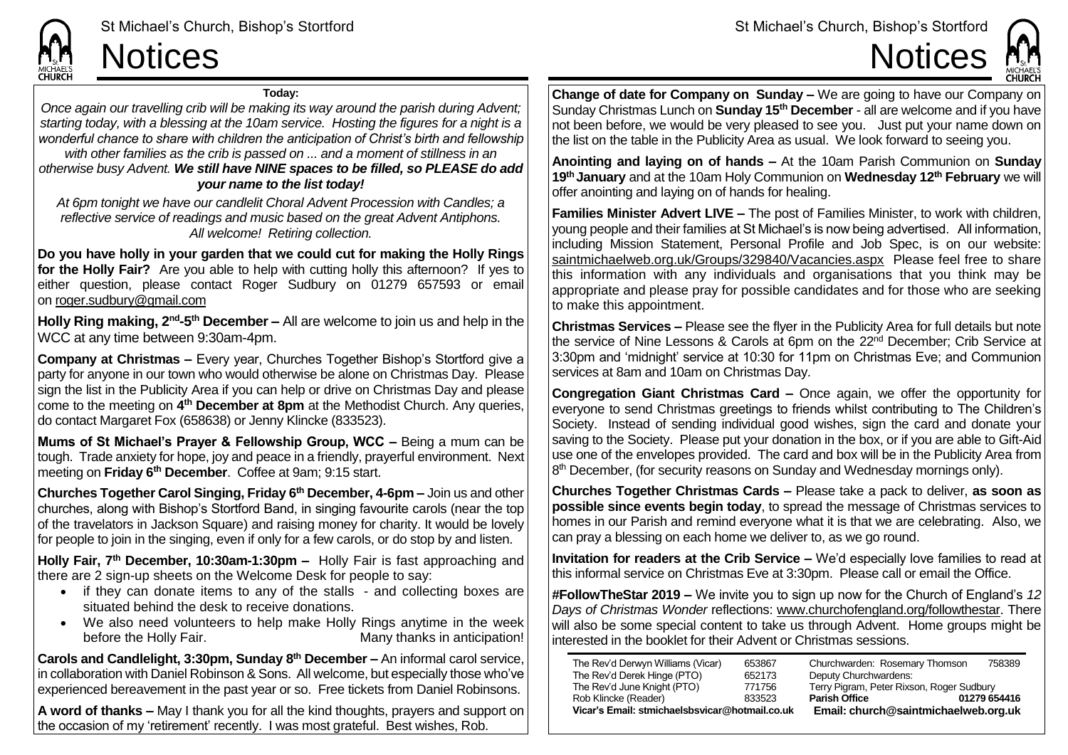# Notices

**Today:**

*Once again our travelling crib will be making its way around the parish during Advent; starting today, with a blessing at the 10am service. Hosting the figures for a night is a wonderful chance to share with children the anticipation of Christ's birth and fellowship with other families as the crib is passed on ... and a moment of stillness in an otherwise busy Advent.* ***We still have NINE spaces to be filled, so PLEASE do add your name to the list today!***

*At 6pm tonight we have our candlelit Choral Advent Procession with Candles; a reflective service of readings and music based on the great Advent Antiphons. All welcome! Retiring collection.*

**Do you have holly in your garden that we could cut for making the Holly Rings for the Holly Fair?** Are you able to help with cutting holly this afternoon? If yes to either question, please contact Roger Sudbury on 01279 657593 or email on roger.sudbury@gmail.com

**Holly Ring making, 2nd-5th December –** All are welcome to join us and help in the WCC at any time between 9:30am-4pm.

**Company at Christmas –** Every year, Churches Together Bishop's Stortford give a party for anyone in our town who would otherwise be alone on Christmas Day. Please sign the list in the Publicity Area if you can help or drive on Christmas Day and please come to the meeting on **4th December at 8pm** at the Methodist Church. Any queries, do contact Margaret Fox (658638) or Jenny Klincke (833523).

**Mums of St Michael's Prayer & Fellowship Group, WCC –** Being a mum can be tough. Trade anxiety for hope, joy and peace in a friendly, prayerful environment. Next meeting on **Friday 6th December**. Coffee at 9am; 9:15 start.

**Churches Together Carol Singing, Friday 6th December, 4-6pm –** Join us and other churches, along with Bishop's Stortford Band, in singing favourite carols (near the top of the travelators in Jackson Square) and raising money for charity. It would be lovely for people to join in the singing, even if only for a few carols, or do stop by and listen.

**Holly Fair, 7th December, 10:30am-1:30pm –** Holly Fair is fast approaching and there are 2 sign-up sheets on the Welcome Desk for people to say:

- if they can donate items to any of the stalls - and collecting boxes are situated behind the desk to receive donations.
- We also need volunteers to help make Holly Rings anytime in the week before the Holly Fair. Many thanks in anticipation!

**Carols and Candlelight, 3:30pm, Sunday 8th December –** An informal carol service, in collaboration with Daniel Robinson & Sons. All welcome, but especially those who've experienced bereavement in the past year or so. Free tickets from Daniel Robinsons.

**A word of thanks –** May I thank you for all the kind thoughts, prayers and support on the occasion of my 'retirement' recently. I was most grateful. Best wishes, Rob.

**Change of date for Company on Sunday –** We are going to have our Company on Sunday Christmas Lunch on **Sunday 15th December** - all are welcome and if you have not been before, we would be very pleased to see you. Just put your name down on the list on the table in the Publicity Area as usual. We look forward to seeing you.

**Anointing and laying on of hands –** At the 10am Parish Communion on **Sunday 19th January** and at the 10am Holy Communion on **Wednesday 12th February** we will offer anointing and laying on of hands for healing.

**Families Minister Advert LIVE –** The post of Families Minister, to work with children, young people and their families at St Michael's is now being advertised. All information, including Mission Statement, Personal Profile and Job Spec, is on our website: saintmichaelweb.org.uk/Groups/329840/Vacancies.aspx Please feel free to share this information with any individuals and organisations that you think may be appropriate and please pray for possible candidates and for those who are seeking to make this appointment.

**Christmas Services –** Please see the flyer in the Publicity Area for full details but note the service of Nine Lessons & Carols at 6pm on the 22nd December; Crib Service at 3:30pm and 'midnight' service at 10:30 for 11pm on Christmas Eve; and Communion services at 8am and 10am on Christmas Day.

**Congregation Giant Christmas Card –** Once again, we offer the opportunity for everyone to send Christmas greetings to friends whilst contributing to The Children's Society. Instead of sending individual good wishes, sign the card and donate your saving to the Society. Please put your donation in the box, or if you are able to Gift-Aid use one of the envelopes provided. The card and box will be in the Publicity Area from 8th December, (for security reasons on Sunday and Wednesday mornings only).

**Churches Together Christmas Cards –** Please take a pack to deliver, **as soon as possible since events begin today**, to spread the message of Christmas services to homes in our Parish and remind everyone what it is that we are celebrating. Also, we can pray a blessing on each home we deliver to, as we go round.

**Invitation for readers at the Crib Service –** We'd especially love families to read at this informal service on Christmas Eve at 3:30pm. Please call or email the Office.

**#FollowTheStar 2019 –** We invite you to sign up now for the Church of England's *12 Days of Christmas Wonder* reflections: www.churchofengland.org/followthestar. There will also be some special content to take us through Advent. Home groups might be interested in the booklet for their Advent or Christmas sessions.

| | | | |
|---|---|---|---|
| The Rev'd Derwyn Williams (Vicar) | 653867 | Churchwarden: Rosemary Thomson | 758389 |
| The Rev'd Derek Hinge (PTO) | 652173 | Deputy Churchwardens: | |
| The Rev'd June Knight (PTO) | 771756 | Terry Pigram, Peter Rixson, Roger Sudbury | |
| Rob Klincke (Reader) | 833523 | **Parish Office** | **01279 654416** |
| **Vicar's Email: stmichaelsbsvicar@hotmail.co.uk** | | **Email: church@saintmichaelweb.org.uk** | |